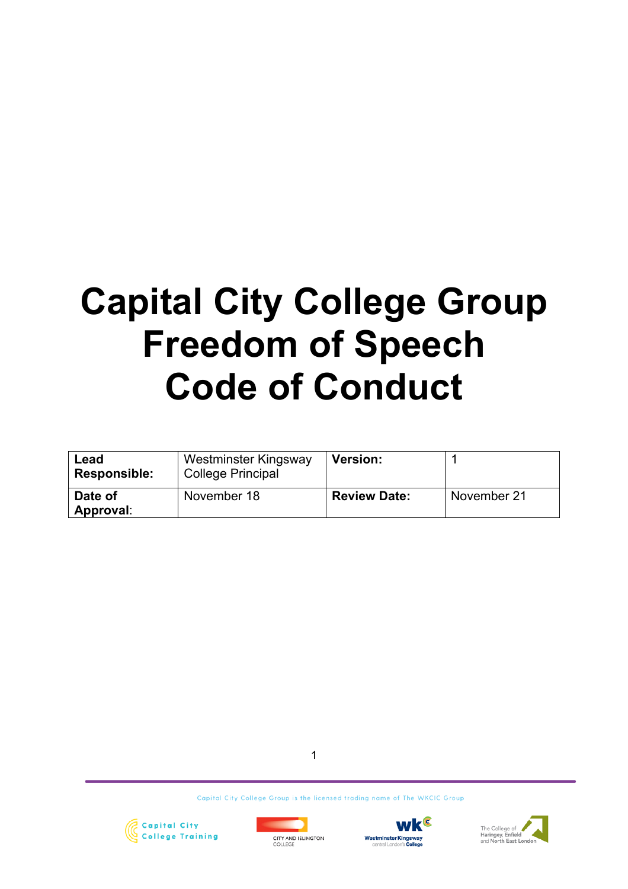# Capital City College Group Freedom of Speech Code of Conduct

| Lead Responsible: | Westminster Kingsway College Principal | Version: | 1 |
|---|---|---|---|
| Date of Approval: | November 18 | Review Date: | November 21 |

Capital City College Group is the licensed trading name of The WKCIC Group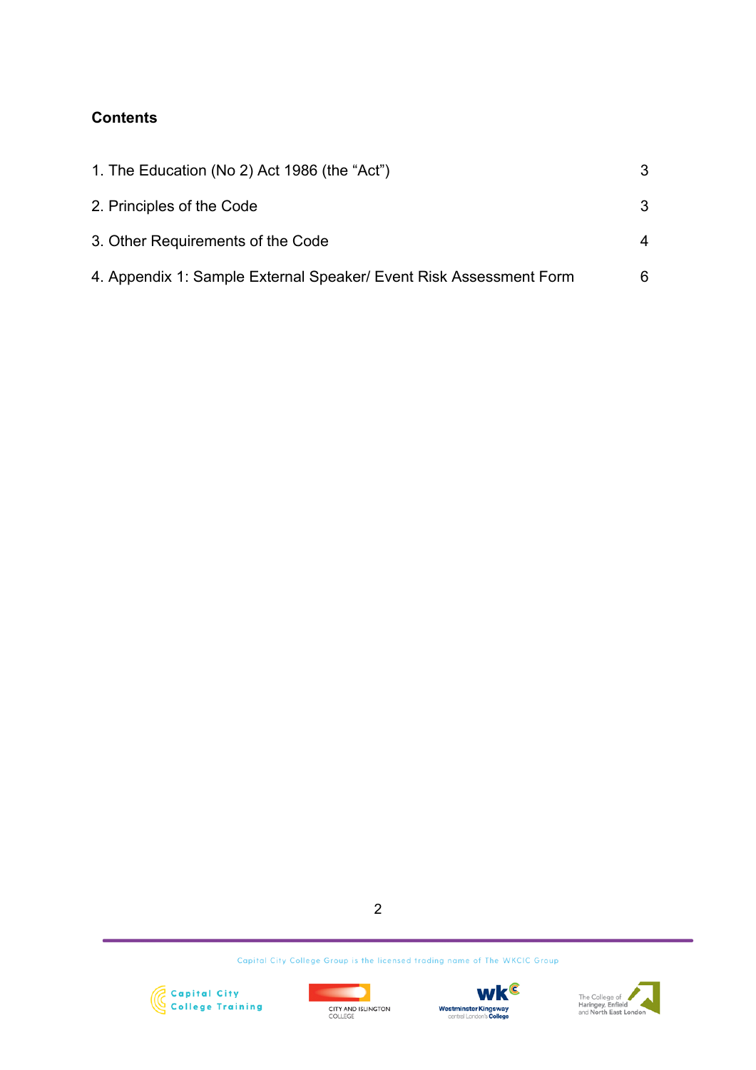## Contents

| | |
|---|---|
| 1. The Education (No 2) Act 1986 (the "Act") | 3 |
| 2. Principles of the Code | 3 |
| 3. Other Requirements of the Code | 4 |
| 4. Appendix 1: Sample External Speaker/ Event Risk Assessment Form | 6 |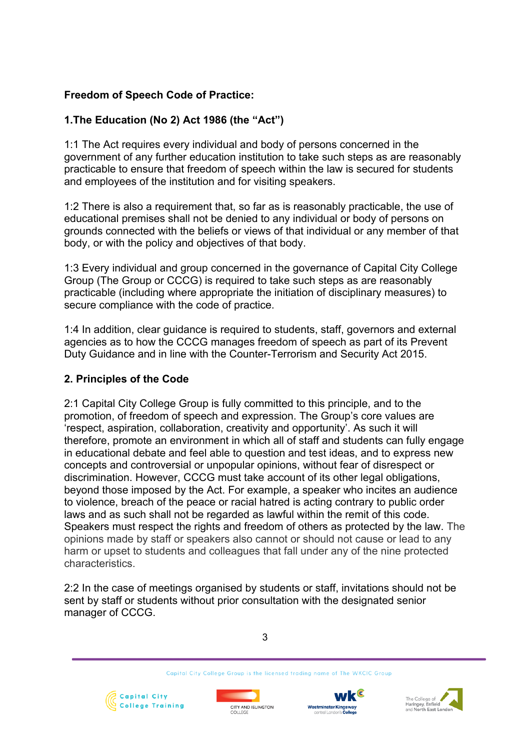**Freedom of Speech Code of Practice:**

**1.The Education (No 2) Act 1986 (the "Act")**

1:1 The Act requires every individual and body of persons concerned in the government of any further education institution to take such steps as are reasonably practicable to ensure that freedom of speech within the law is secured for students and employees of the institution and for visiting speakers.

1:2 There is also a requirement that, so far as is reasonably practicable, the use of educational premises shall not be denied to any individual or body of persons on grounds connected with the beliefs or views of that individual or any member of that body, or with the policy and objectives of that body.

1:3 Every individual and group concerned in the governance of Capital City College Group (The Group or CCCG) is required to take such steps as are reasonably practicable (including where appropriate the initiation of disciplinary measures) to secure compliance with the code of practice.

1:4 In addition, clear guidance is required to students, staff, governors and external agencies as to how the CCCG manages freedom of speech as part of its Prevent Duty Guidance and in line with the Counter-Terrorism and Security Act 2015.

**2. Principles of the Code**

2:1 Capital City College Group is fully committed to this principle, and to the promotion, of freedom of speech and expression. The Group's core values are 'respect, aspiration, collaboration, creativity and opportunity'. As such it will therefore, promote an environment in which all of staff and students can fully engage in educational debate and feel able to question and test ideas, and to express new concepts and controversial or unpopular opinions, without fear of disrespect or discrimination. However, CCCG must take account of its other legal obligations, beyond those imposed by the Act. For example, a speaker who incites an audience to violence, breach of the peace or racial hatred is acting contrary to public order laws and as such shall not be regarded as lawful within the remit of this code. Speakers must respect the rights and freedom of others as protected by the law. The opinions made by staff or speakers also cannot or should not cause or lead to any harm or upset to students and colleagues that fall under any of the nine protected characteristics.

2:2 In the case of meetings organised by students or staff, invitations should not be sent by staff or students without prior consultation with the designated senior manager of CCCG.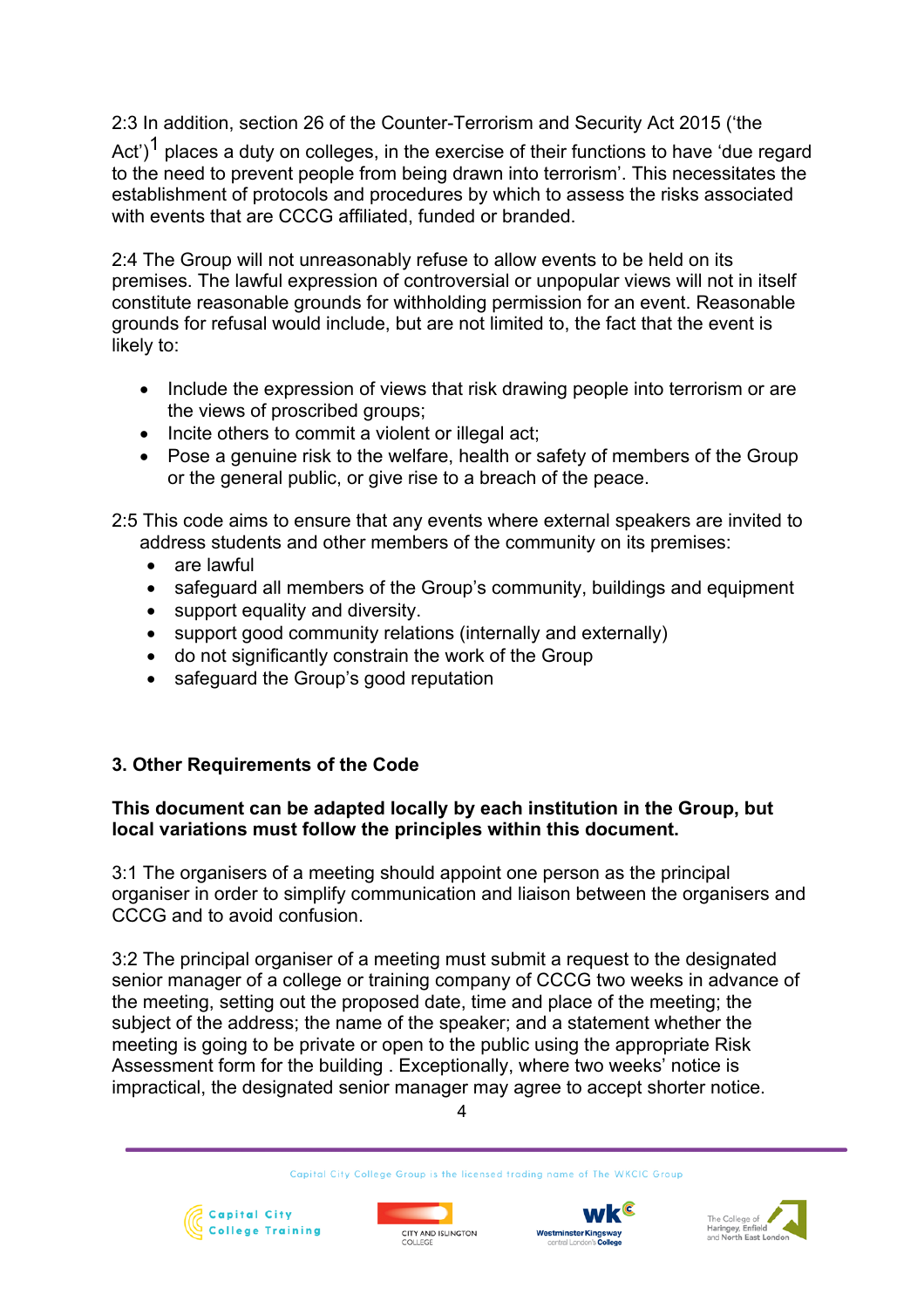2:3 In addition, section 26 of the Counter-Terrorism and Security Act 2015 ('the Act')[1] places a duty on colleges, in the exercise of their functions to have 'due regard to the need to prevent people from being drawn into terrorism'. This necessitates the establishment of protocols and procedures by which to assess the risks associated with events that are CCCG affiliated, funded or branded.

2:4 The Group will not unreasonably refuse to allow events to be held on its premises. The lawful expression of controversial or unpopular views will not in itself constitute reasonable grounds for withholding permission for an event. Reasonable grounds for refusal would include, but are not limited to, the fact that the event is likely to:

- Include the expression of views that risk drawing people into terrorism or are the views of proscribed groups;
- Incite others to commit a violent or illegal act;
- Pose a genuine risk to the welfare, health or safety of members of the Group or the general public, or give rise to a breach of the peace.

2:5 This code aims to ensure that any events where external speakers are invited to address students and other members of the community on its premises:

- are lawful
- safeguard all members of the Group's community, buildings and equipment
- support equality and diversity.
- support good community relations (internally and externally)
- do not significantly constrain the work of the Group
- safeguard the Group's good reputation

### 3. Other Requirements of the Code

**This document can be adapted locally by each institution in the Group, but local variations must follow the principles within this document.**

3:1 The organisers of a meeting should appoint one person as the principal organiser in order to simplify communication and liaison between the organisers and CCCG and to avoid confusion.

3:2 The principal organiser of a meeting must submit a request to the designated senior manager of a college or training company of CCCG two weeks in advance of the meeting, setting out the proposed date, time and place of the meeting; the subject of the address; the name of the speaker; and a statement whether the meeting is going to be private or open to the public using the appropriate Risk Assessment form for the building . Exceptionally, where two weeks' notice is impractical, the designated senior manager may agree to accept shorter notice.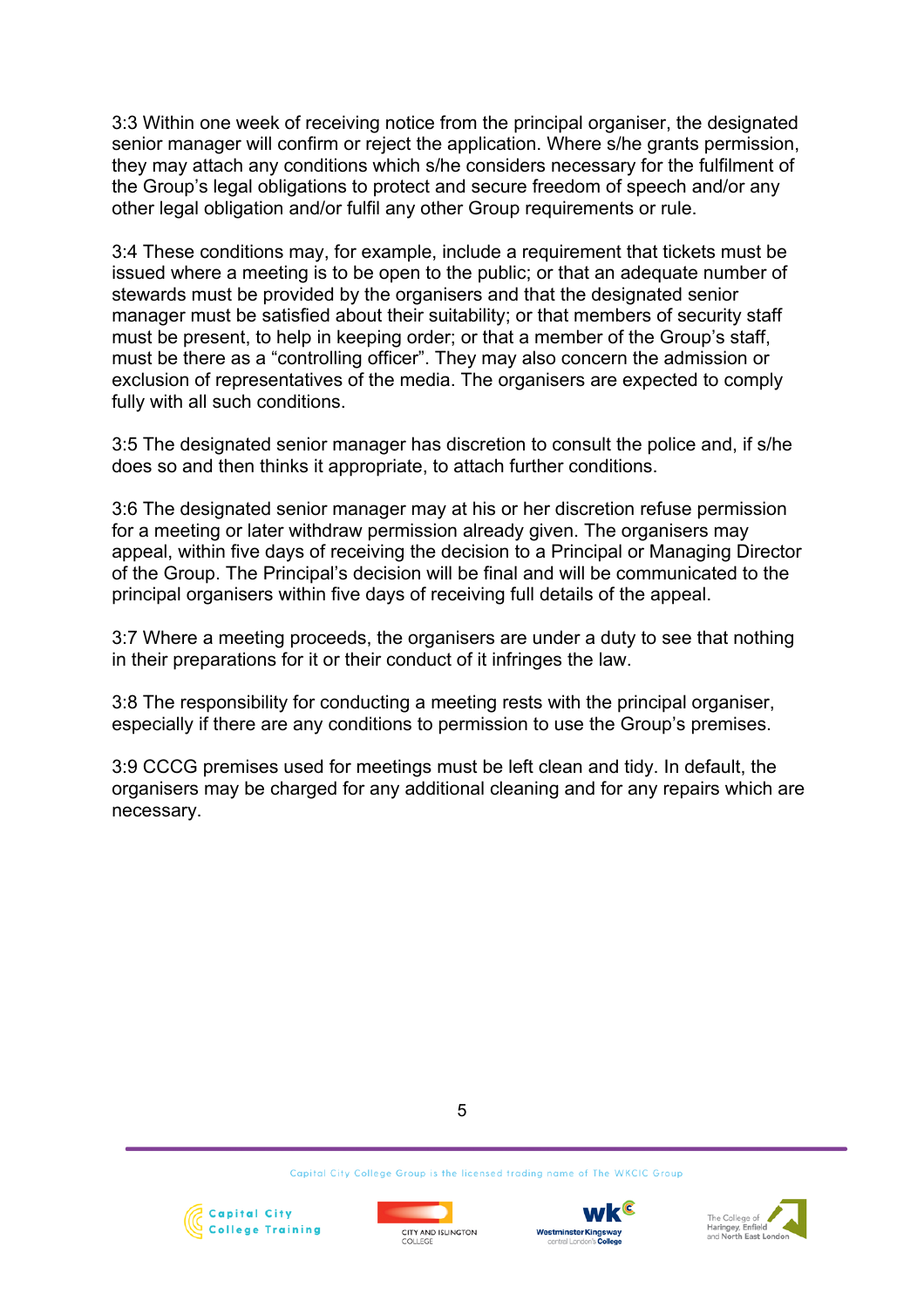3:3 Within one week of receiving notice from the principal organiser, the designated senior manager will confirm or reject the application. Where s/he grants permission, they may attach any conditions which s/he considers necessary for the fulfilment of the Group's legal obligations to protect and secure freedom of speech and/or any other legal obligation and/or fulfil any other Group requirements or rule.

3:4 These conditions may, for example, include a requirement that tickets must be issued where a meeting is to be open to the public; or that an adequate number of stewards must be provided by the organisers and that the designated senior manager must be satisfied about their suitability; or that members of security staff must be present, to help in keeping order; or that a member of the Group's staff, must be there as a "controlling officer". They may also concern the admission or exclusion of representatives of the media. The organisers are expected to comply fully with all such conditions.

3:5 The designated senior manager has discretion to consult the police and, if s/he does so and then thinks it appropriate, to attach further conditions.

3:6 The designated senior manager may at his or her discretion refuse permission for a meeting or later withdraw permission already given. The organisers may appeal, within five days of receiving the decision to a Principal or Managing Director of the Group. The Principal's decision will be final and will be communicated to the principal organisers within five days of receiving full details of the appeal.

3:7 Where a meeting proceeds, the organisers are under a duty to see that nothing in their preparations for it or their conduct of it infringes the law.

3:8 The responsibility for conducting a meeting rests with the principal organiser, especially if there are any conditions to permission to use the Group's premises.

3:9 CCCG premises used for meetings must be left clean and tidy. In default, the organisers may be charged for any additional cleaning and for any repairs which are necessary.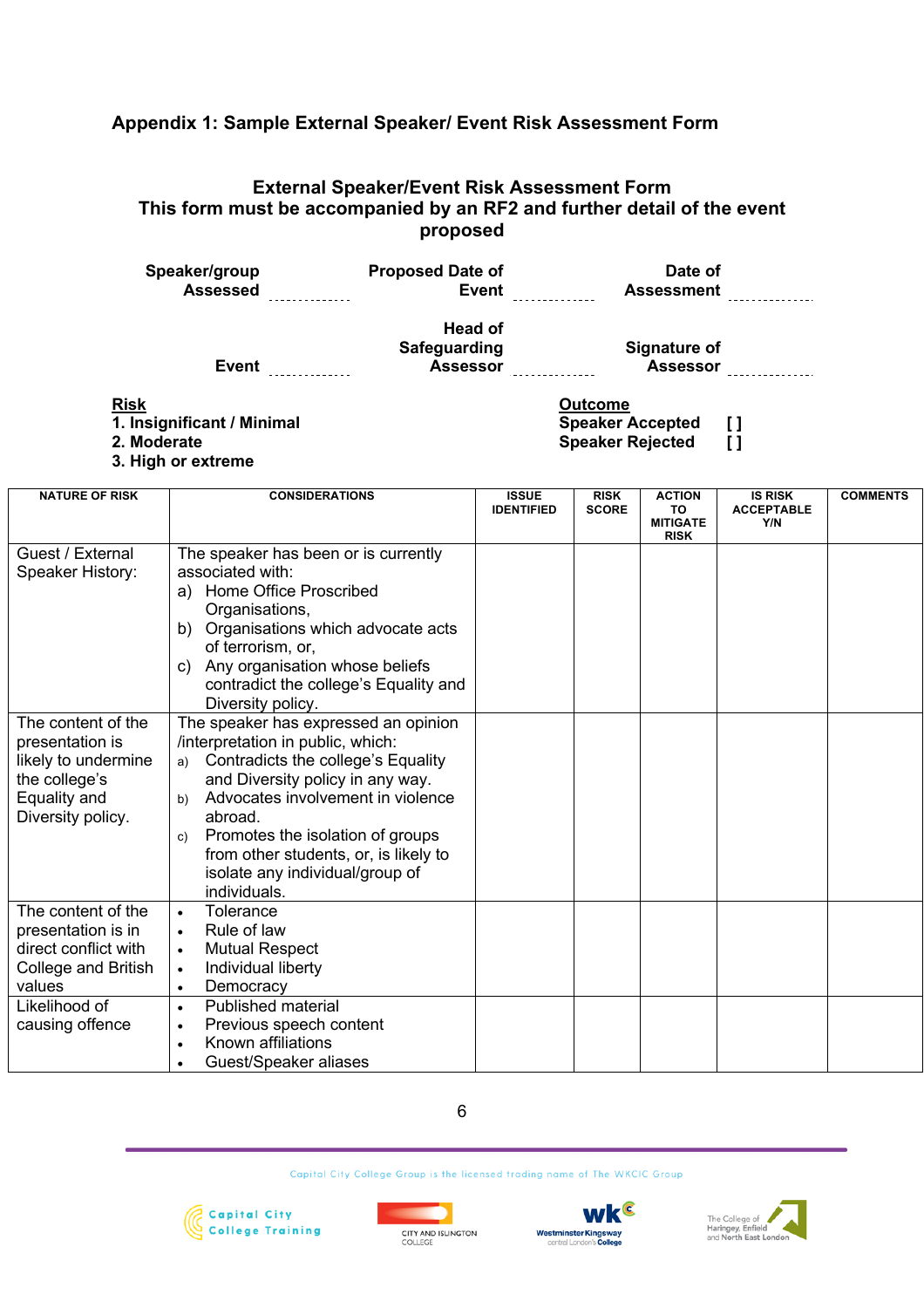## Appendix 1: Sample External Speaker/ Event Risk Assessment Form

### External Speaker/Event Risk Assessment Form
### This form must be accompanied by an RF2 and further detail of the event proposed

**Speaker/group Assessed** .............. **Proposed Date of Event** .............. **Date of Assessment** ..............

**Event** .............. **Head of Safeguarding Assessor** .............. **Signature of Assessor** ..............

**Risk**
**1. Insignificant / Minimal**
**2. Moderate**
**3. High or extreme**

**Outcome**
**Speaker Accepted [ ]**
**Speaker Rejected [ ]**

| NATURE OF RISK | CONSIDERATIONS | ISSUE IDENTIFIED | RISK SCORE | ACTION TO MITIGATE RISK | IS RISK ACCEPTABLE Y/N | COMMENTS |
|---|---|---|---|---|---|---|
| Guest / External Speaker History: | The speaker has been or is currently associated with:<br>a) Home Office Proscribed Organisations,<br>b) Organisations which advocate acts of terrorism, or,<br>c) Any organisation whose beliefs contradict the college's Equality and Diversity policy. | | | | | |
| The content of the presentation is likely to undermine the college's Equality and Diversity policy. | The speaker has expressed an opinion /interpretation in public, which:<br>a) Contradicts the college's Equality and Diversity policy in any way.<br>b) Advocates involvement in violence abroad.<br>c) Promotes the isolation of groups from other students, or, is likely to isolate any individual/group of individuals. | | | | | |
| The content of the presentation is in direct conflict with College and British values | • Tolerance<br>• Rule of law<br>• Mutual Respect<br>• Individual liberty<br>• Democracy | | | | | |
| Likelihood of causing offence | • Published material<br>• Previous speech content<br>• Known affiliations<br>• Guest/Speaker aliases | | | | | |

Capital City College Group is the licensed trading name of The WKCIC Group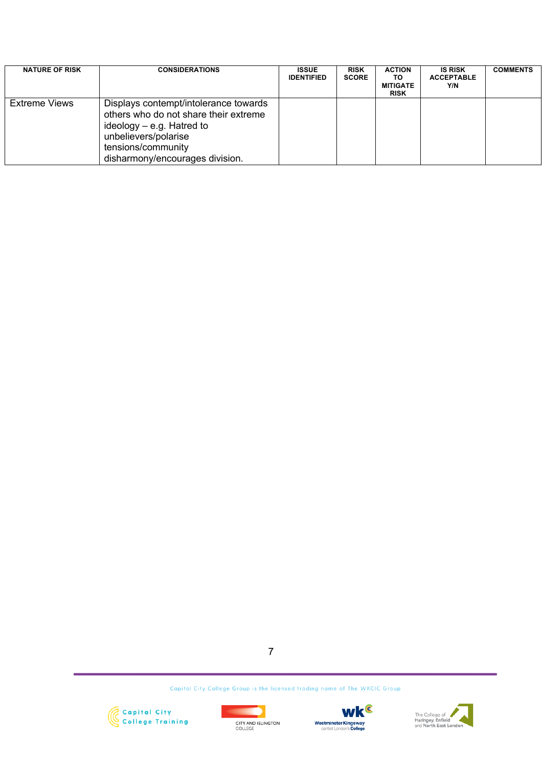| NATURE OF RISK | CONSIDERATIONS | ISSUE IDENTIFIED | RISK SCORE | ACTION TO MITIGATE RISK | IS RISK ACCEPTABLE Y/N | COMMENTS |
|---|---|---|---|---|---|---|
| Extreme Views | Displays contempt/intolerance towards others who do not share their extreme ideology – e.g. Hatred to unbelievers/polarise tensions/community disharmony/encourages division. | | | | | |